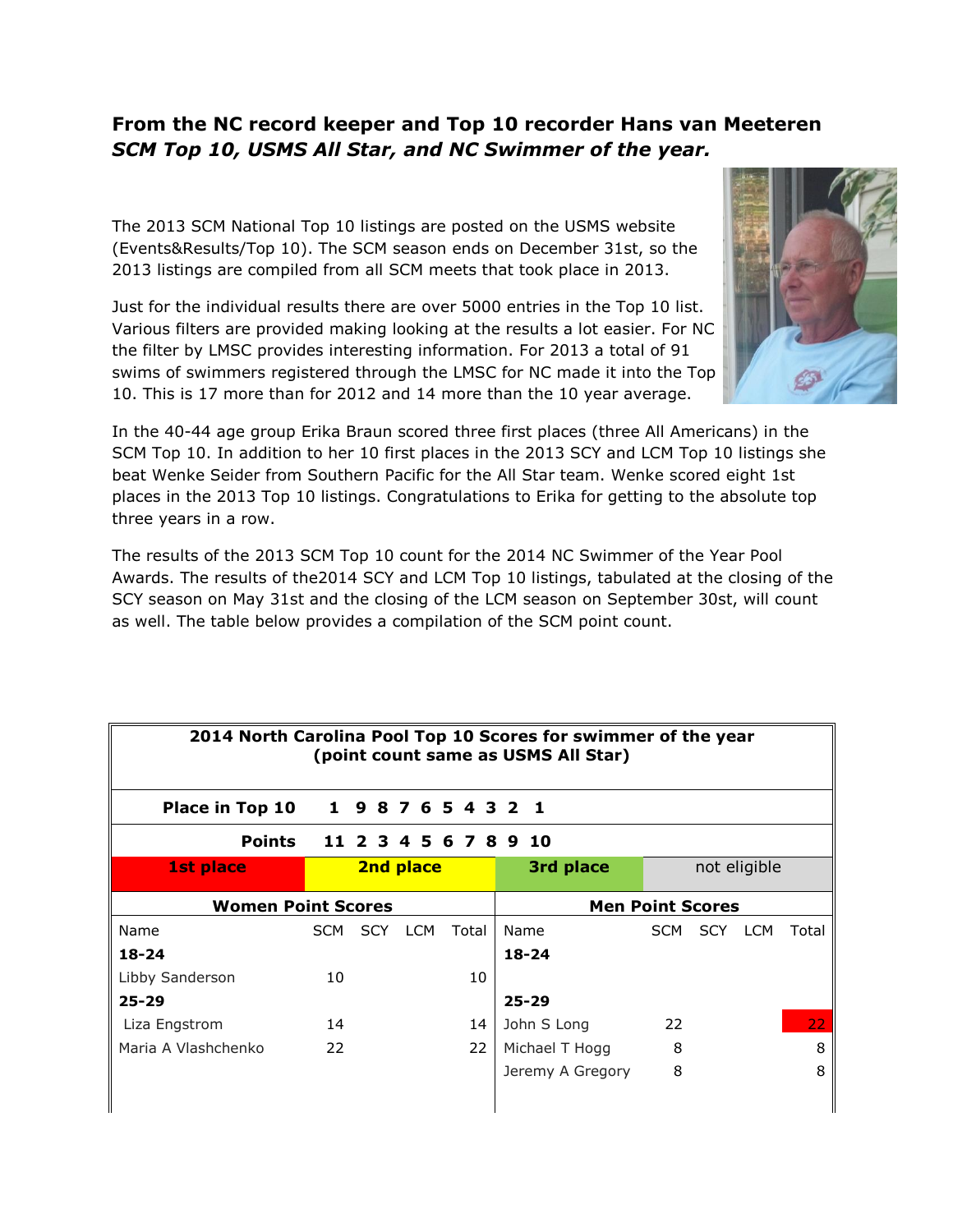**From the NC record keeper and Top 10 recorder Hans van Meeteren**
***SCM Top 10, USMS All Star, and NC Swimmer of the year.***

The 2013 SCM National Top 10 listings are posted on the USMS website (Events&Results/Top 10). The SCM season ends on December 31st, so the 2013 listings are compiled from all SCM meets that took place in 2013.

Just for the individual results there are over 5000 entries in the Top 10 list. Various filters are provided making looking at the results a lot easier. For NC the filter by LMSC provides interesting information. For 2013 a total of 91 swims of swimmers registered through the LMSC for NC made it into the Top 10. This is 17 more than for 2012 and 14 more than the 10 year average.

In the 40-44 age group Erika Braun scored three first places (three All Americans) in the SCM Top 10. In addition to her 10 first places in the 2013 SCY and LCM Top 10 listings she beat Wenke Seider from Southern Pacific for the All Star team. Wenke scored eight 1st places in the 2013 Top 10 listings. Congratulations to Erika for getting to the absolute top three years in a row.

The results of the 2013 SCM Top 10 count for the 2014 NC Swimmer of the Year Pool Awards. The results of the2014 SCY and LCM Top 10 listings, tabulated at the closing of the SCY season on May 31st and the closing of the LCM season on September 30st, will count as well. The table below provides a compilation of the SCM point count.

**2014 North Carolina Pool Top 10 Scores for swimmer of the year (point count same as USMS All Star)**

| Place in Top 10 | 1 | 9 | 8 | 7 | 6 | 5 | 4 | 3 | 2 | 1 |
|---|---|---|---|---|---|---|---|---|---|---|
| Points | 11 | 2 | 3 | 4 | 5 | 6 | 7 | 8 | 9 | 10 |

| 1st place | 2nd place | 3rd place | not eligible |
|---|---|---|---|

| Women Point Scores | | | | | Men Point Scores | | | | |
|---|---|---|---|---|---|---|---|---|---|
| Name | SCM | SCY | LCM | Total | Name | SCM | SCY | LCM | Total |
| **18-24** | | | | | **18-24** | | | | |
| Libby Sanderson | 10 | | | 10 | | | | | |
| **25-29** | | | | | **25-29** | | | | |
| Liza Engstrom | 14 | | | 14 | John S Long | 22 | | | 22 |
| Maria A Vlashchenko | 22 | | | 22 | Michael T Hogg | 8 | | | 8 |
| | | | | | Jeremy A Gregory | 8 | | | 8 |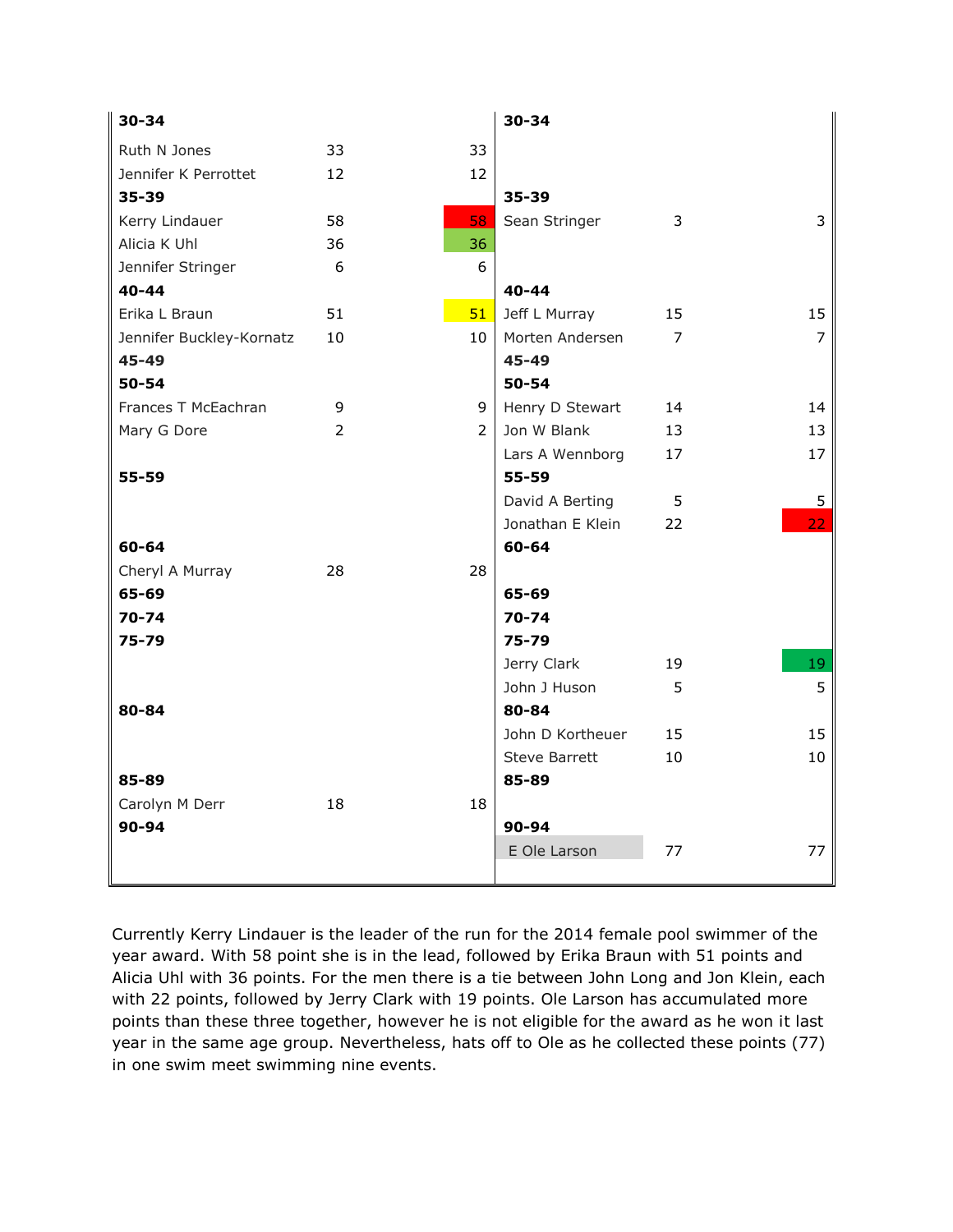| | | | | | |
|---|---|---|---|---|---|
| **30-34** | | | **30-34** | | |
| Ruth N Jones | 33 | 33 | | | |
| Jennifer K Perrottet | 12 | 12 | | | |
| **35-39** | | | **35-39** | | |
| Kerry Lindauer | 58 | 58 | Sean Stringer | 3 | 3 |
| Alicia K Uhl | 36 | 36 | | | |
| Jennifer Stringer | 6 | 6 | | | |
| **40-44** | | | **40-44** | | |
| Erika L Braun | 51 | 51 | Jeff L Murray | 15 | 15 |
| Jennifer Buckley-Kornatz | 10 | 10 | Morten Andersen | 7 | 7 |
| **45-49** | | | **45-49** | | |
| **50-54** | | | **50-54** | | |
| Frances T McEachran | 9 | 9 | Henry D Stewart | 14 | 14 |
| Mary G Dore | 2 | 2 | Jon W Blank | 13 | 13 |
| | | | Lars A Wennborg | 17 | 17 |
| **55-59** | | | **55-59** | | |
| | | | David A Berting | 5 | 5 |
| | | | Jonathan E Klein | 22 | 22 |
| **60-64** | | | **60-64** | | |
| Cheryl A Murray | 28 | 28 | | | |
| **65-69** | | | **65-69** | | |
| **70-74** | | | **70-74** | | |
| **75-79** | | | **75-79** | | |
| | | | Jerry Clark | 19 | 19 |
| | | | John J Huson | 5 | 5 |
| **80-84** | | | **80-84** | | |
| | | | John D Kortheuer | 15 | 15 |
| | | | Steve Barrett | 10 | 10 |
| **85-89** | | | **85-89** | | |
| Carolyn M Derr | 18 | 18 | | | |
| **90-94** | | | **90-94** | | |
| | | | E Ole Larson | 77 | 77 |

Currently Kerry Lindauer is the leader of the run for the 2014 female pool swimmer of the year award. With 58 point she is in the lead, followed by Erika Braun with 51 points and Alicia Uhl with 36 points. For the men there is a tie between John Long and Jon Klein, each with 22 points, followed by Jerry Clark with 19 points. Ole Larson has accumulated more points than these three together, however he is not eligible for the award as he won it last year in the same age group. Nevertheless, hats off to Ole as he collected these points (77) in one swim meet swimming nine events.